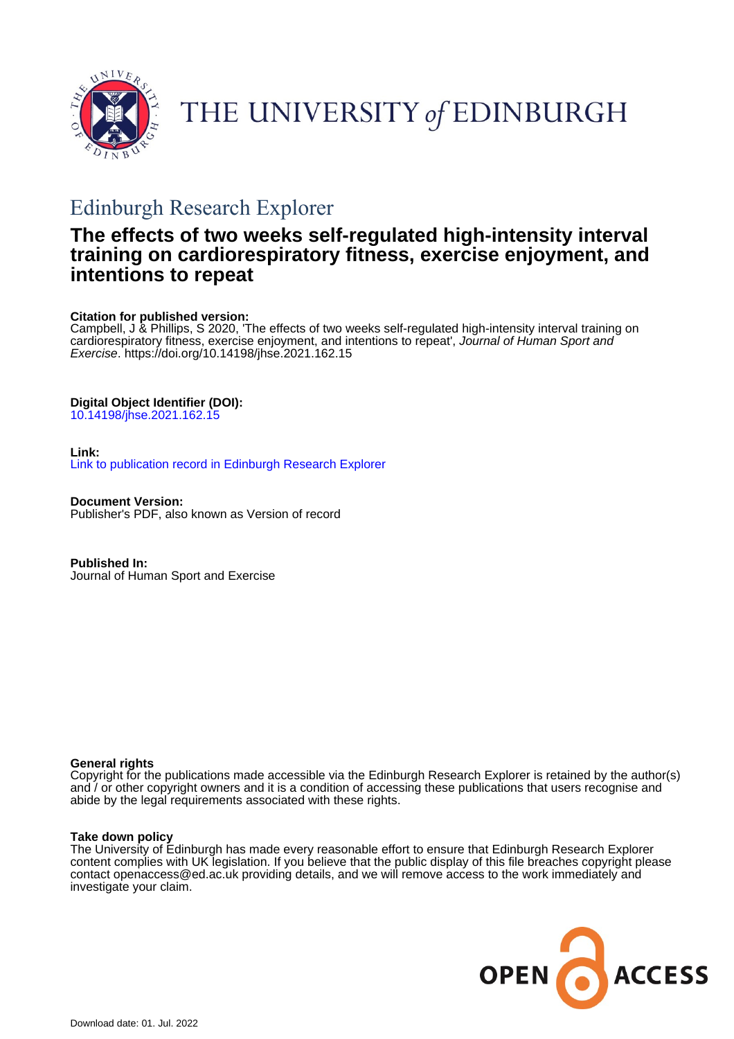THE UNIVERSITY *of* EDINBURGH

## Edinburgh Research Explorer

# The effects of two weeks self-regulated high-intensity interval training on cardiorespiratory fitness, exercise enjoyment, and intentions to repeat

**Citation for published version:**
Campbell, J & Phillips, S 2020, 'The effects of two weeks self-regulated high-intensity interval training on cardiorespiratory fitness, exercise enjoyment, and intentions to repeat', *Journal of Human Sport and Exercise*. https://doi.org/10.14198/jhse.2021.162.15

**Digital Object Identifier (DOI):**
10.14198/jhse.2021.162.15

**Link:**
Link to publication record in Edinburgh Research Explorer

**Document Version:**
Publisher's PDF, also known as Version of record

**Published In:**
Journal of Human Sport and Exercise

**General rights**
Copyright for the publications made accessible via the Edinburgh Research Explorer is retained by the author(s) and / or other copyright owners and it is a condition of accessing these publications that users recognise and abide by the legal requirements associated with these rights.

**Take down policy**
The University of Edinburgh has made every reasonable effort to ensure that Edinburgh Research Explorer content complies with UK legislation. If you believe that the public display of this file breaches copyright please contact openaccess@ed.ac.uk providing details, and we will remove access to the work immediately and investigate your claim.

OPEN ACCESS

Download date: 01. Jul. 2022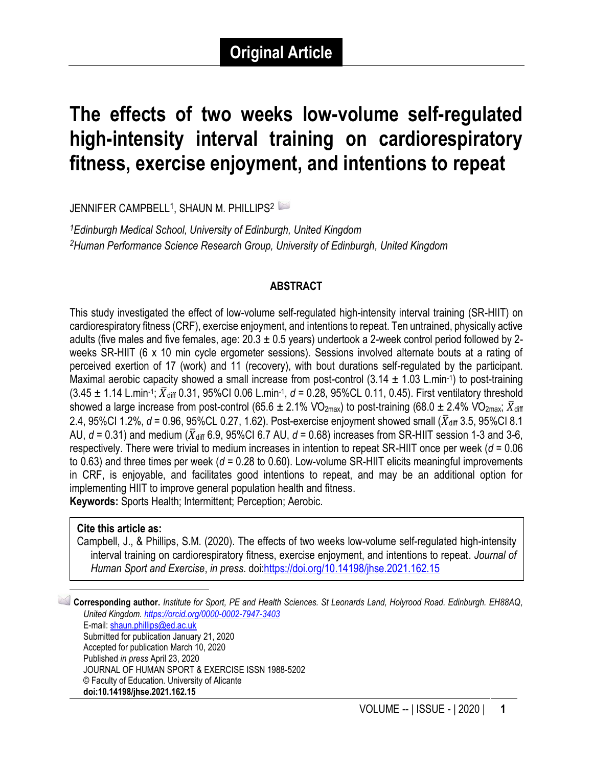**Original Article**

# The effects of two weeks low-volume self-regulated high-intensity interval training on cardiorespiratory fitness, exercise enjoyment, and intentions to repeat

JENNIFER CAMPBELL[1], SHAUN M. PHILLIPS[2]

*[1]Edinburgh Medical School, University of Edinburgh, United Kingdom*
*[2]Human Performance Science Research Group, University of Edinburgh, United Kingdom*

## ABSTRACT

This study investigated the effect of low-volume self-regulated high-intensity interval training (SR-HIIT) on cardiorespiratory fitness (CRF), exercise enjoyment, and intentions to repeat. Ten untrained, physically active adults (five males and five females, age: 20.3 ± 0.5 years) undertook a 2-week control period followed by 2-weeks SR-HIIT (6 x 10 min cycle ergometer sessions). Sessions involved alternate bouts at a rating of perceived exertion of 17 (work) and 11 (recovery), with bout durations self-regulated by the participant. Maximal aerobic capacity showed a small increase from post-control (3.14 ± 1.03 L.min$^{-1}$) to post-training (3.45 ± 1.14 L.min$^{-1}$; $\bar{X}_{diff}$ 0.31, 95%CI 0.06 L.min$^{-1}$, $d$ = 0.28, 95%CL 0.11, 0.45). First ventilatory threshold showed a large increase from post-control (65.6 ± 2.1% $\dot{V}O_{2max}$) to post-training (68.0 ± 2.4% $\dot{V}O_{2max}$; $\bar{X}_{diff}$ 2.4, 95%CI 1.2%, $d$ = 0.96, 95%CL 0.27, 1.62). Post-exercise enjoyment showed small ($\bar{X}_{diff}$ 3.5, 95%CI 8.1 AU, $d$ = 0.31) and medium ($\bar{X}_{diff}$ 6.9, 95%CI 6.7 AU, $d$ = 0.68) increases from SR-HIIT session 1-3 and 3-6, respectively. There were trivial to medium increases in intention to repeat SR-HIIT once per week ($d$ = 0.06 to 0.63) and three times per week ($d$ = 0.28 to 0.60). Low-volume SR-HIIT elicits meaningful improvements in CRF, is enjoyable, and facilitates good intentions to repeat, and may be an additional option for implementing HIIT to improve general population health and fitness.

**Keywords:** Sports Health; Intermittent; Perception; Aerobic.

**Cite this article as:**
Campbell, J., & Phillips, S.M. (2020). The effects of two weeks low-volume self-regulated high-intensity interval training on cardiorespiratory fitness, exercise enjoyment, and intentions to repeat. *Journal of Human Sport and Exercise*, *in press*. doi:https://doi.org/10.14198/jhse.2021.162.15

**Corresponding author.** *Institute for Sport, PE and Health Sciences. St Leonards Land, Holyrood Road. Edinburgh. EH88AQ, United Kingdom. https://orcid.org/0000-0002-7947-3403*
E-mail: shaun.phillips@ed.ac.uk
Submitted for publication January 21, 2020
Accepted for publication March 10, 2020
Published *in press* April 23, 2020
JOURNAL OF HUMAN SPORT & EXERCISE ISSN 1988-5202
© Faculty of Education. University of Alicante
**doi:10.14198/jhse.2021.162.15**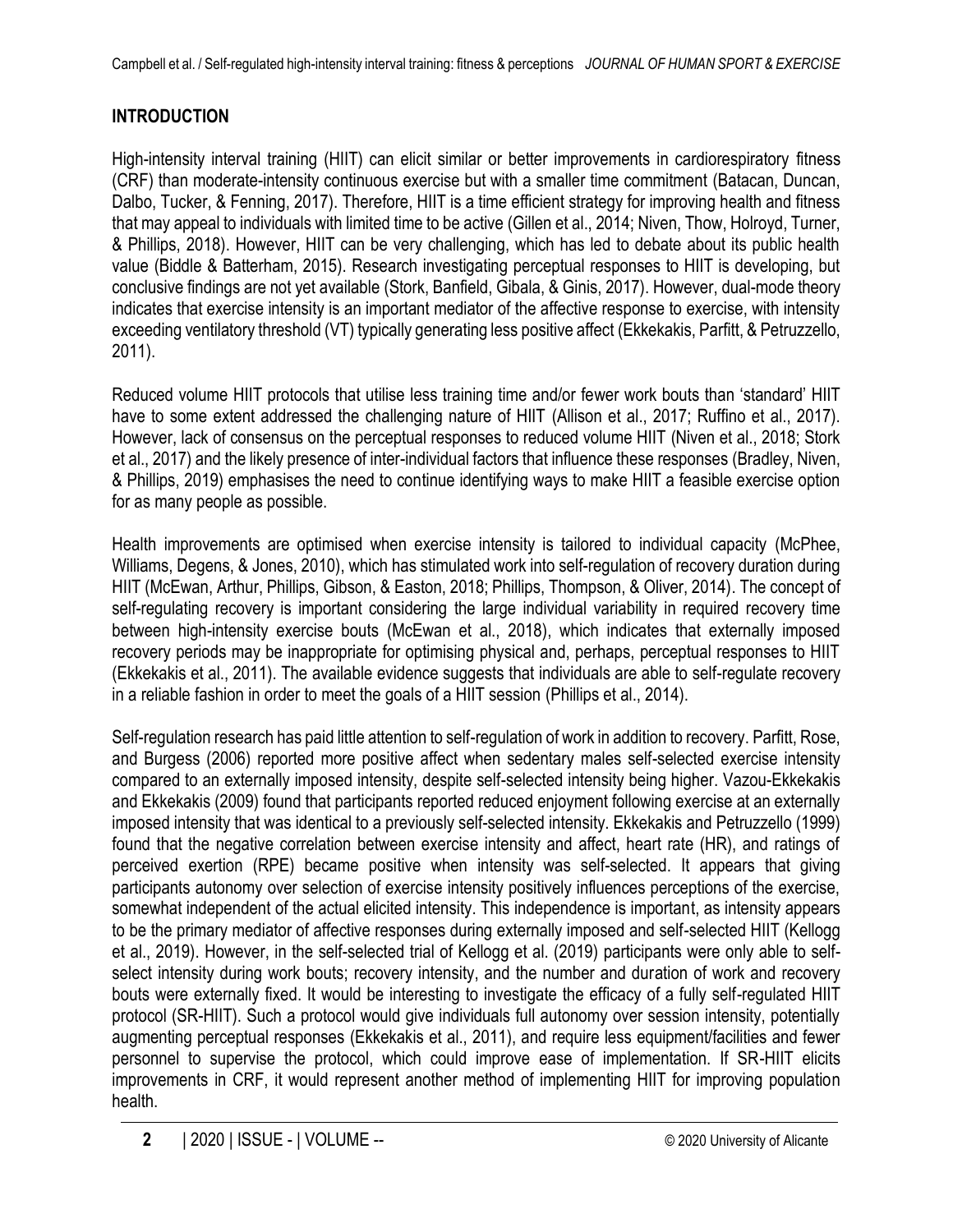## INTRODUCTION

High-intensity interval training (HIIT) can elicit similar or better improvements in cardiorespiratory fitness (CRF) than moderate-intensity continuous exercise but with a smaller time commitment (Batacan, Duncan, Dalbo, Tucker, & Fenning, 2017). Therefore, HIIT is a time efficient strategy for improving health and fitness that may appeal to individuals with limited time to be active (Gillen et al., 2014; Niven, Thow, Holroyd, Turner, & Phillips, 2018). However, HIIT can be very challenging, which has led to debate about its public health value (Biddle & Batterham, 2015). Research investigating perceptual responses to HIIT is developing, but conclusive findings are not yet available (Stork, Banfield, Gibala, & Ginis, 2017). However, dual-mode theory indicates that exercise intensity is an important mediator of the affective response to exercise, with intensity exceeding ventilatory threshold (VT) typically generating less positive affect (Ekkekakis, Parfitt, & Petruzzello, 2011).

Reduced volume HIIT protocols that utilise less training time and/or fewer work bouts than 'standard' HIIT have to some extent addressed the challenging nature of HIIT (Allison et al., 2017; Ruffino et al., 2017). However, lack of consensus on the perceptual responses to reduced volume HIIT (Niven et al., 2018; Stork et al., 2017) and the likely presence of inter-individual factors that influence these responses (Bradley, Niven, & Phillips, 2019) emphasises the need to continue identifying ways to make HIIT a feasible exercise option for as many people as possible.

Health improvements are optimised when exercise intensity is tailored to individual capacity (McPhee, Williams, Degens, & Jones, 2010), which has stimulated work into self-regulation of recovery duration during HIIT (McEwan, Arthur, Phillips, Gibson, & Easton, 2018; Phillips, Thompson, & Oliver, 2014). The concept of self-regulating recovery is important considering the large individual variability in required recovery time between high-intensity exercise bouts (McEwan et al., 2018), which indicates that externally imposed recovery periods may be inappropriate for optimising physical and, perhaps, perceptual responses to HIIT (Ekkekakis et al., 2011). The available evidence suggests that individuals are able to self-regulate recovery in a reliable fashion in order to meet the goals of a HIIT session (Phillips et al., 2014).

Self-regulation research has paid little attention to self-regulation of work in addition to recovery. Parfitt, Rose, and Burgess (2006) reported more positive affect when sedentary males self-selected exercise intensity compared to an externally imposed intensity, despite self-selected intensity being higher. Vazou-Ekkekakis and Ekkekakis (2009) found that participants reported reduced enjoyment following exercise at an externally imposed intensity that was identical to a previously self-selected intensity. Ekkekakis and Petruzzello (1999) found that the negative correlation between exercise intensity and affect, heart rate (HR), and ratings of perceived exertion (RPE) became positive when intensity was self-selected. It appears that giving participants autonomy over selection of exercise intensity positively influences perceptions of the exercise, somewhat independent of the actual elicited intensity. This independence is important, as intensity appears to be the primary mediator of affective responses during externally imposed and self-selected HIIT (Kellogg et al., 2019). However, in the self-selected trial of Kellogg et al. (2019) participants were only able to self-select intensity during work bouts; recovery intensity, and the number and duration of work and recovery bouts were externally fixed. It would be interesting to investigate the efficacy of a fully self-regulated HIIT protocol (SR-HIIT). Such a protocol would give individuals full autonomy over session intensity, potentially augmenting perceptual responses (Ekkekakis et al., 2011), and require less equipment/facilities and fewer personnel to supervise the protocol, which could improve ease of implementation. If SR-HIIT elicits improvements in CRF, it would represent another method of implementing HIIT for improving population health.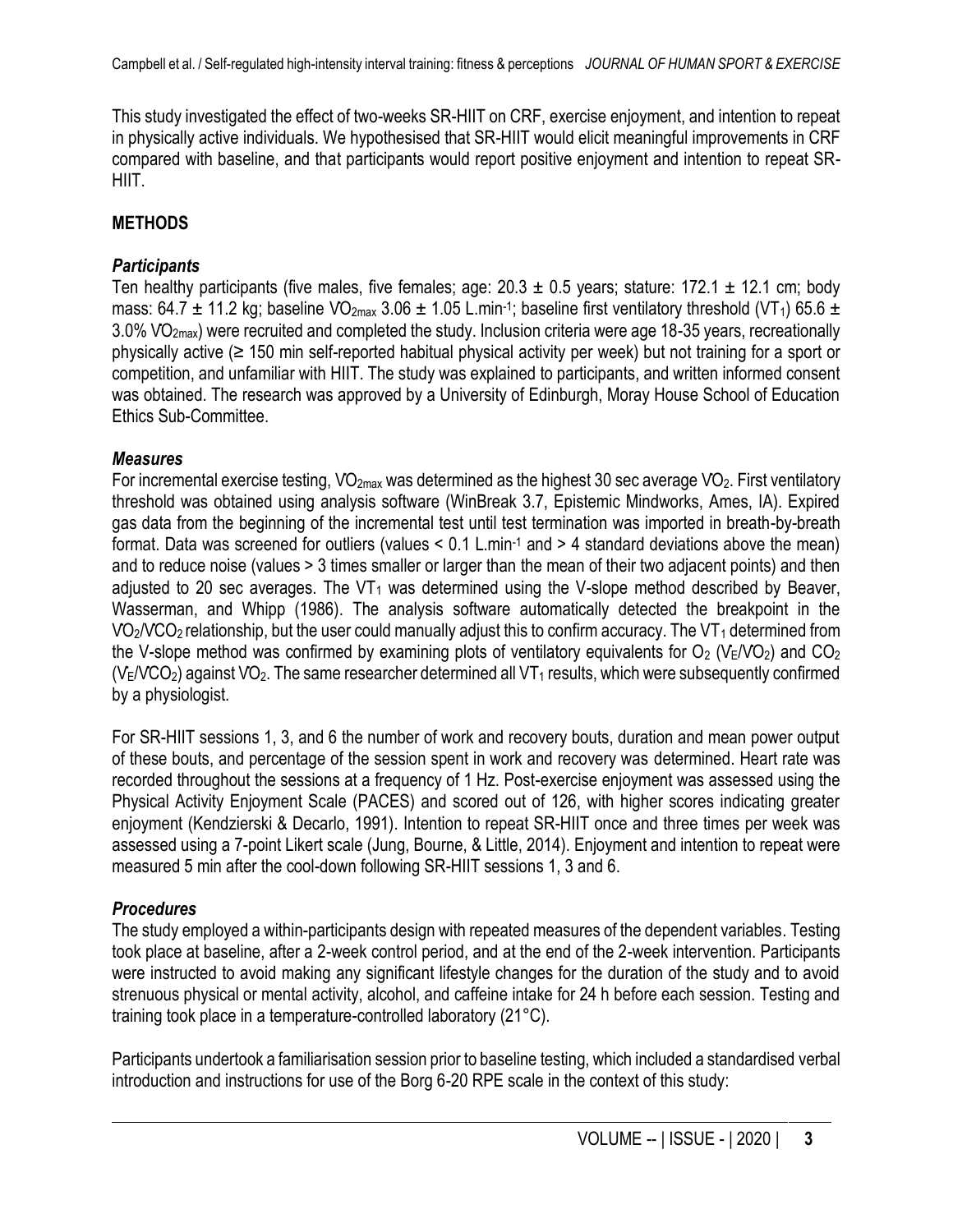This study investigated the effect of two-weeks SR-HIIT on CRF, exercise enjoyment, and intention to repeat in physically active individuals. We hypothesised that SR-HIIT would elicit meaningful improvements in CRF compared with baseline, and that participants would report positive enjoyment and intention to repeat SR-HIIT.

## METHODS

### *Participants*

Ten healthy participants (five males, five females; age: 20.3 ± 0.5 years; stature: 172.1 ± 12.1 cm; body mass: 64.7 ± 11.2 kg; baseline $\dot{V}O_{2max}$ 3.06 ± 1.05 L.min$^{-1}$; baseline first ventilatory threshold ($VT_1$) 65.6 ± 3.0% $\dot{V}O_{2max}$) were recruited and completed the study. Inclusion criteria were age 18-35 years, recreationally physically active (≥ 150 min self-reported habitual physical activity per week) but not training for a sport or competition, and unfamiliar with HIIT. The study was explained to participants, and written informed consent was obtained. The research was approved by a University of Edinburgh, Moray House School of Education Ethics Sub-Committee.

### *Measures*

For incremental exercise testing, $\dot{V}O_{2max}$ was determined as the highest 30 sec average $\dot{V}O_2$. First ventilatory threshold was obtained using analysis software (WinBreak 3.7, Epistemic Mindworks, Ames, IA). Expired gas data from the beginning of the incremental test until test termination was imported in breath-by-breath format. Data was screened for outliers (values < 0.1 L.min$^{-1}$ and > 4 standard deviations above the mean) and to reduce noise (values > 3 times smaller or larger than the mean of their two adjacent points) and then adjusted to 20 sec averages. The $VT_1$ was determined using the V-slope method described by Beaver, Wasserman, and Whipp (1986). The analysis software automatically detected the breakpoint in the $\dot{V}O_2/\dot{V}CO_2$ relationship, but the user could manually adjust this to confirm accuracy. The $VT_1$ determined from the V-slope method was confirmed by examining plots of ventilatory equivalents for $O_2$ ($V_E/\dot{V}O_2$) and $CO_2$ ($V_E/\dot{V}CO_2$) against $\dot{V}O_2$. The same researcher determined all $VT_1$ results, which were subsequently confirmed by a physiologist.

For SR-HIIT sessions 1, 3, and 6 the number of work and recovery bouts, duration and mean power output of these bouts, and percentage of the session spent in work and recovery was determined. Heart rate was recorded throughout the sessions at a frequency of 1 Hz. Post-exercise enjoyment was assessed using the Physical Activity Enjoyment Scale (PACES) and scored out of 126, with higher scores indicating greater enjoyment (Kendzierski & Decarlo, 1991). Intention to repeat SR-HIIT once and three times per week was assessed using a 7-point Likert scale (Jung, Bourne, & Little, 2014). Enjoyment and intention to repeat were measured 5 min after the cool-down following SR-HIIT sessions 1, 3 and 6.

### *Procedures*

The study employed a within-participants design with repeated measures of the dependent variables. Testing took place at baseline, after a 2-week control period, and at the end of the 2-week intervention. Participants were instructed to avoid making any significant lifestyle changes for the duration of the study and to avoid strenuous physical or mental activity, alcohol, and caffeine intake for 24 h before each session. Testing and training took place in a temperature-controlled laboratory (21°C).

Participants undertook a familiarisation session prior to baseline testing, which included a standardised verbal introduction and instructions for use of the Borg 6-20 RPE scale in the context of this study: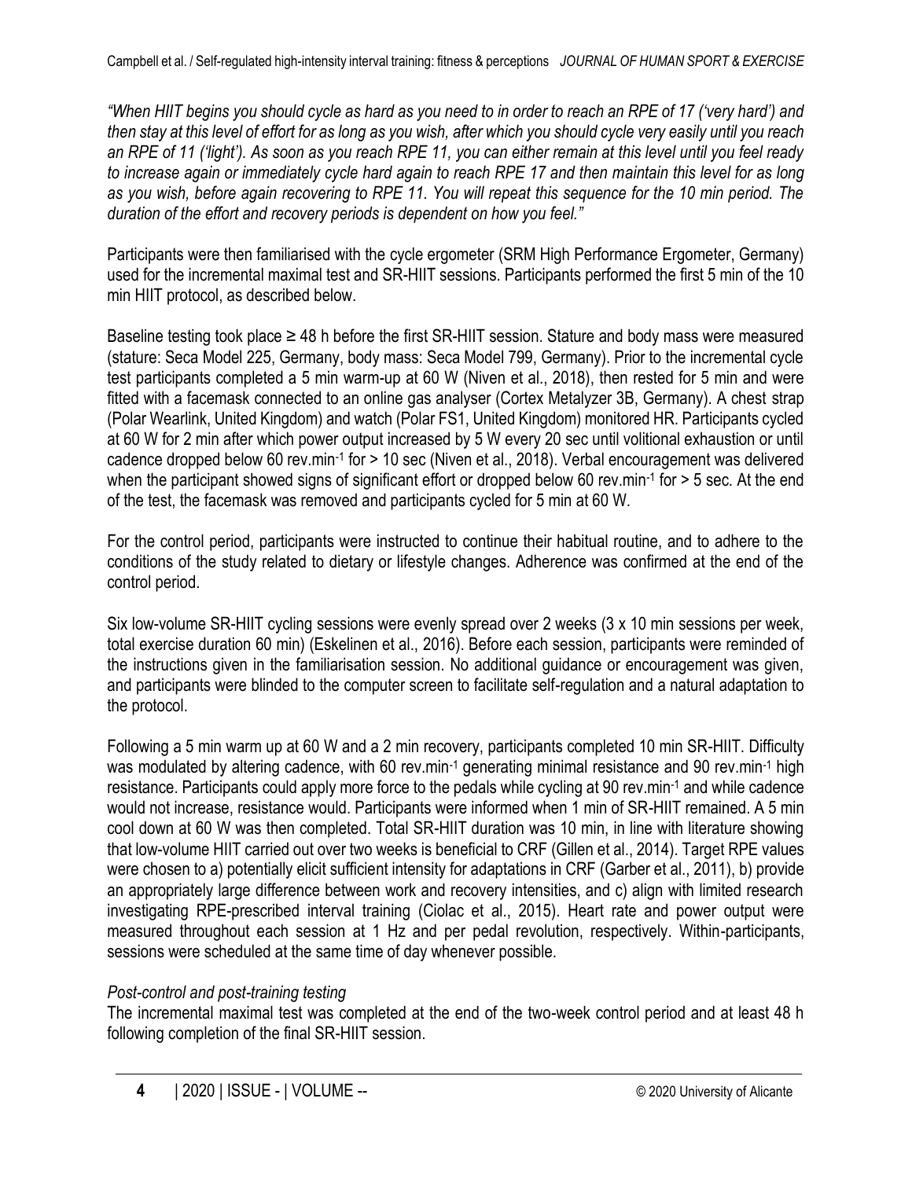*"When HIIT begins you should cycle as hard as you need to in order to reach an RPE of 17 ('very hard') and then stay at this level of effort for as long as you wish, after which you should cycle very easily until you reach an RPE of 11 ('light'). As soon as you reach RPE 11, you can either remain at this level until you feel ready to increase again or immediately cycle hard again to reach RPE 17 and then maintain this level for as long as you wish, before again recovering to RPE 11. You will repeat this sequence for the 10 min period. The duration of the effort and recovery periods is dependent on how you feel."*

Participants were then familiarised with the cycle ergometer (SRM High Performance Ergometer, Germany) used for the incremental maximal test and SR-HIIT sessions. Participants performed the first 5 min of the 10 min HIIT protocol, as described below.

Baseline testing took place ≥ 48 h before the first SR-HIIT session. Stature and body mass were measured (stature: Seca Model 225, Germany, body mass: Seca Model 799, Germany). Prior to the incremental cycle test participants completed a 5 min warm-up at 60 W (Niven et al., 2018), then rested for 5 min and were fitted with a facemask connected to an online gas analyser (Cortex Metalyzer 3B, Germany). A chest strap (Polar Wearlink, United Kingdom) and watch (Polar FS1, United Kingdom) monitored HR. Participants cycled at 60 W for 2 min after which power output increased by 5 W every 20 sec until volitional exhaustion or until cadence dropped below 60 rev.min$^{-1}$ for > 10 sec (Niven et al., 2018). Verbal encouragement was delivered when the participant showed signs of significant effort or dropped below 60 rev.min$^{-1}$ for > 5 sec. At the end of the test, the facemask was removed and participants cycled for 5 min at 60 W.

For the control period, participants were instructed to continue their habitual routine, and to adhere to the conditions of the study related to dietary or lifestyle changes. Adherence was confirmed at the end of the control period.

Six low-volume SR-HIIT cycling sessions were evenly spread over 2 weeks (3 x 10 min sessions per week, total exercise duration 60 min) (Eskelinen et al., 2016). Before each session, participants were reminded of the instructions given in the familiarisation session. No additional guidance or encouragement was given, and participants were blinded to the computer screen to facilitate self-regulation and a natural adaptation to the protocol.

Following a 5 min warm up at 60 W and a 2 min recovery, participants completed 10 min SR-HIIT. Difficulty was modulated by altering cadence, with 60 rev.min$^{-1}$ generating minimal resistance and 90 rev.min$^{-1}$ high resistance. Participants could apply more force to the pedals while cycling at 90 rev.min$^{-1}$ and while cadence would not increase, resistance would. Participants were informed when 1 min of SR-HIIT remained. A 5 min cool down at 60 W was then completed. Total SR-HIIT duration was 10 min, in line with literature showing that low-volume HIIT carried out over two weeks is beneficial to CRF (Gillen et al., 2014). Target RPE values were chosen to a) potentially elicit sufficient intensity for adaptations in CRF (Garber et al., 2011), b) provide an appropriately large difference between work and recovery intensities, and c) align with limited research investigating RPE-prescribed interval training (Ciolac et al., 2015). Heart rate and power output were measured throughout each session at 1 Hz and per pedal revolution, respectively. Within-participants, sessions were scheduled at the same time of day whenever possible.

*Post-control and post-training testing*

The incremental maximal test was completed at the end of the two-week control period and at least 48 h following completion of the final SR-HIIT session.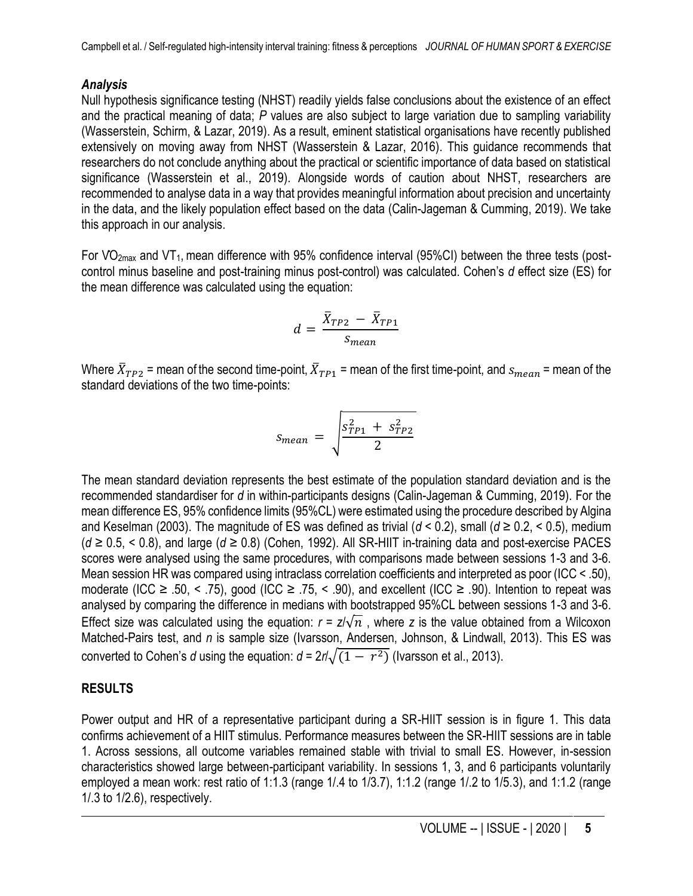### *Analysis*

Null hypothesis significance testing (NHST) readily yields false conclusions about the existence of an effect and the practical meaning of data; *P* values are also subject to large variation due to sampling variability (Wasserstein, Schirm, & Lazar, 2019). As a result, eminent statistical organisations have recently published extensively on moving away from NHST (Wasserstein & Lazar, 2016). This guidance recommends that researchers do not conclude anything about the practical or scientific importance of data based on statistical significance (Wasserstein et al., 2019). Alongside words of caution about NHST, researchers are recommended to analyse data in a way that provides meaningful information about precision and uncertainty in the data, and the likely population effect based on the data (Calin-Jageman & Cumming, 2019). We take this approach in our analysis.

For $VO_{2max}$ and $VT_1$, mean difference with 95% confidence interval (95%CI) between the three tests (post-control minus baseline and post-training minus post-control) was calculated. Cohen's *d* effect size (ES) for the mean difference was calculated using the equation:

$$d = \frac{\bar{X}_{TP2} - \bar{X}_{TP1}}{s_{mean}}$$

Where $\bar{X}_{TP2}$ = mean of the second time-point, $\bar{X}_{TP1}$ = mean of the first time-point, and $s_{mean}$ = mean of the standard deviations of the two time-points:

$$s_{mean} = \sqrt{\frac{s_{TP1}^2 + s_{TP2}^2}{2}}$$

The mean standard deviation represents the best estimate of the population standard deviation and is the recommended standardiser for *d* in within-participants designs (Calin-Jageman & Cumming, 2019). For the mean difference ES, 95% confidence limits (95%CL) were estimated using the procedure described by Algina and Keselman (2003). The magnitude of ES was defined as trivial ($d < 0.2$), small ($d \geq 0.2$, $< 0.5$), medium ($d \geq 0.5$, $< 0.8$), and large ($d \geq 0.8$) (Cohen, 1992). All SR-HIIT in-training data and post-exercise PACES scores were analysed using the same procedures, with comparisons made between sessions 1-3 and 3-6. Mean session HR was compared using intraclass correlation coefficients and interpreted as poor (ICC < .50), moderate (ICC ≥ .50, < .75), good (ICC ≥ .75, < .90), and excellent (ICC ≥ .90). Intention to repeat was analysed by comparing the difference in medians with bootstrapped 95%CL between sessions 1-3 and 3-6. Effect size was calculated using the equation: $r = z/\sqrt{n}$ , where *z* is the value obtained from a Wilcoxon Matched-Pairs test, and *n* is sample size (Ivarsson, Andersen, Johnson, & Lindwall, 2013). This ES was converted to Cohen's *d* using the equation: $d = 2r/\sqrt{(1 - r^2)}$ (Ivarsson et al., 2013).

## RESULTS

Power output and HR of a representative participant during a SR-HIIT session is in figure 1. This data confirms achievement of a HIIT stimulus. Performance measures between the SR-HIIT sessions are in table 1. Across sessions, all outcome variables remained stable with trivial to small ES. However, in-session characteristics showed large between-participant variability. In sessions 1, 3, and 6 participants voluntarily employed a mean work: rest ratio of 1:1.3 (range 1/.4 to 1/3.7), 1:1.2 (range 1/.2 to 1/5.3), and 1:1.2 (range 1/.3 to 1/2.6), respectively.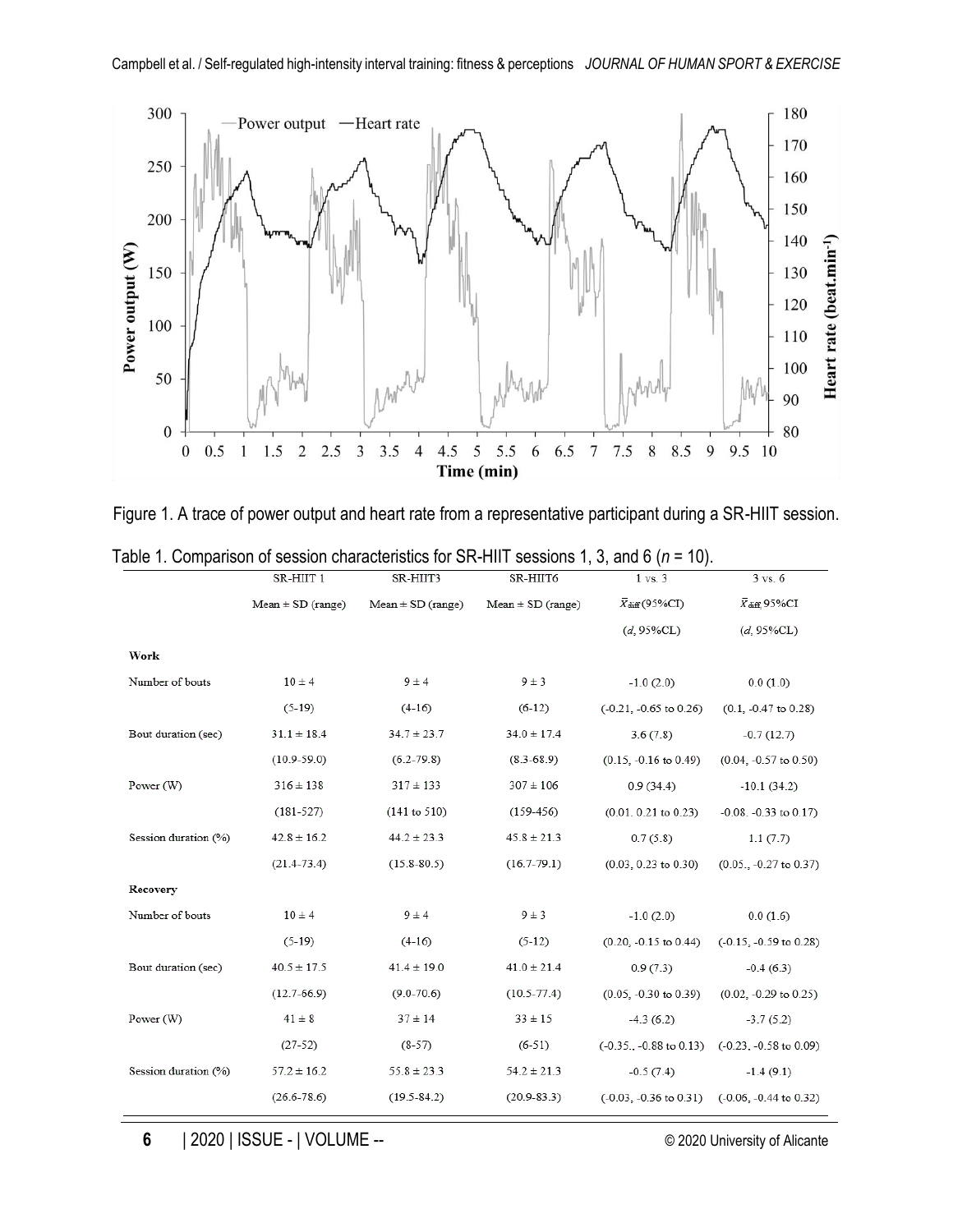Figure 1. A trace of power output and heart rate from a representative participant during a SR-HIIT session.

Table 1. Comparison of session characteristics for SR-HIIT sessions 1, 3, and 6 ($n$ = 10).

| | SR-HIIT 1 | SR-HIIT3 | SR-HIIT6 | 1 vs. 3 | 3 vs. 6 |
|---|---|---|---|---|---|
| | Mean ± SD (range) | Mean ± SD (range) | Mean ± SD (range) | $\bar{x}_{diff}$ (95%CI) ($d$, 95%CL) | $\bar{x}_{diff}$ 95%CI ($d$, 95%CL) |
| **Work** | | | | | |
| Number of bouts | 10 ± 4 | 9 ± 4 | 9 ± 3 | -1.0 (2.0) | 0.0 (1.0) |
| | (5-19) | (4-16) | (6-12) | (-0.21, -0.65 to 0.26) | (0.1, -0.47 to 0.28) |
| Bout duration (sec) | 31.1 ± 18.4 | 34.7 ± 23.7 | 34.0 ± 17.4 | 3.6 (7.8) | -0.7 (12.7) |
| | (10.9-59.0) | (6.2-79.8) | (8.3-68.9) | (0.15, -0.16 to 0.49) | (0.04, -0.57 to 0.50) |
| Power (W) | 316 ± 138 | 317 ± 133 | 307 ± 106 | 0.9 (34.4) | -10.1 (34.2) |
| | (181-527) | (141 to 510) | (159-456) | (0.01. 0.21 to 0.23) | -0.08. -0.33 to 0.17) |
| Session duration (%) | 42.8 ± 16.2 | 44.2 ± 23.3 | 45.8 ± 21.3 | 0.7 (5.8) | 1.1 (7.7) |
| | (21.4-73.4) | (15.8-80.5) | (16.7-79.1) | (0.03, 0.23 to 0.30) | (0.05., -0.27 to 0.37) |
| **Recovery** | | | | | |
| Number of bouts | 10 ± 4 | 9 ± 4 | 9 ± 3 | -1.0 (2.0) | 0.0 (1.6) |
| | (5-19) | (4-16) | (5-12) | (0.20, -0.15 to 0.44) | (-0.15, -0.59 to 0.28) |
| Bout duration (sec) | 40.5 ± 17.5 | 41.4 ± 19.0 | 41.0 ± 21.4 | 0.9 (7.3) | -0.4 (6.3) |
| | (12.7-66.9) | (9.0-70.6) | (10.5-77.4) | (0.05, -0.30 to 0.39) | (0.02, -0.29 to 0.25) |
| Power (W) | 41 ± 8 | 37 ± 14 | 33 ± 15 | -4.3 (6.2) | -3.7 (5.2) |
| | (27-52) | (8-57) | (6-51) | (-0.35., -0.88 to 0.13) | (-0.23, -0.58 to 0.09) |
| Session duration (%) | 57.2 ± 16.2 | 55.8 ± 23.3 | 54.2 ± 21.3 | -0.5 (7.4) | -1.4 (9.1) |
| | (26.6-78.6) | (19.5-84.2) | (20.9-83.3) | (-0.03, -0.36 to 0.31) | (-0.06, -0.44 to 0.32) |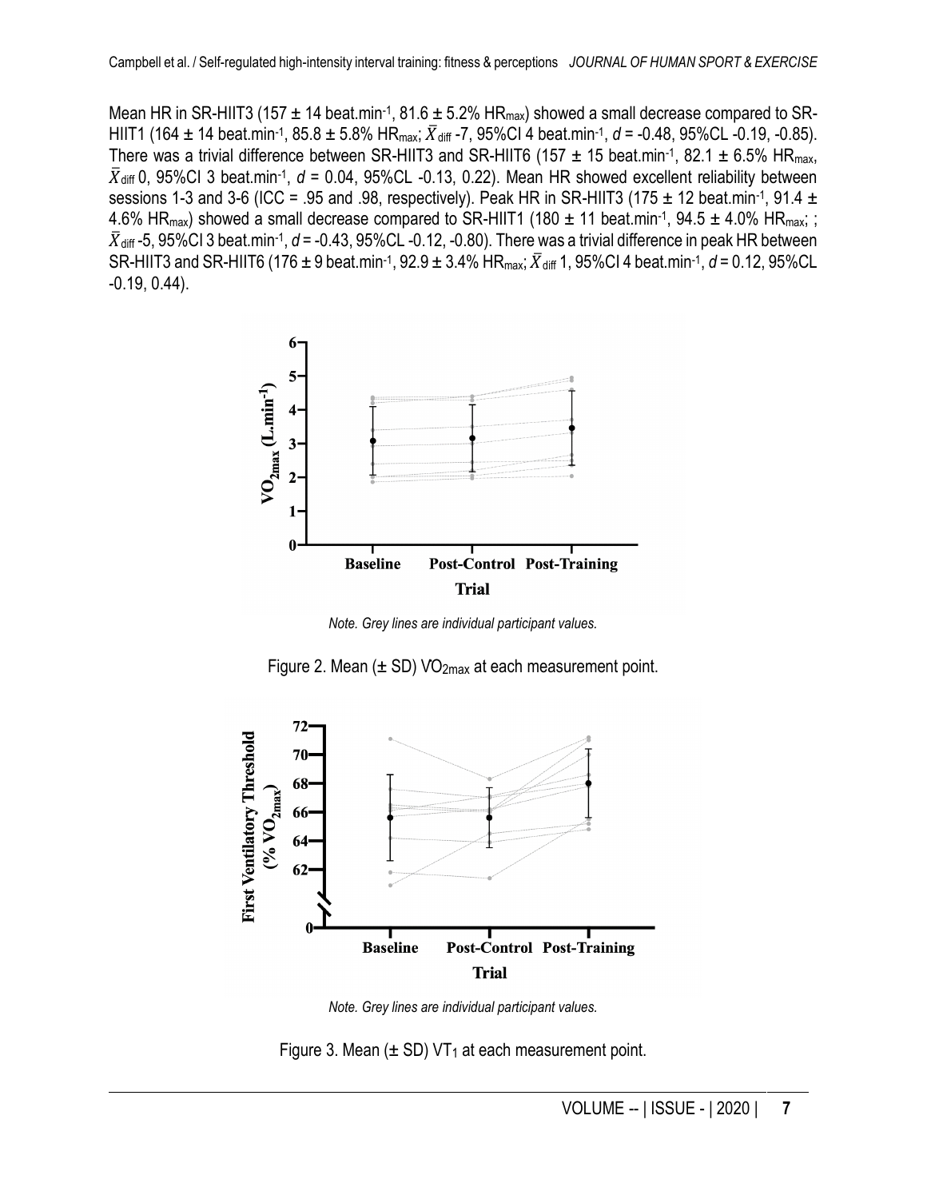Mean HR in SR-HIIT3 (157 ± 14 beat.min$^{-1}$, 81.6 ± 5.2% $HR_{max}$) showed a small decrease compared to SR-HIIT1 (164 ± 14 beat.min$^{-1}$, 85.8 ± 5.8% $HR_{max}$; $\bar{X}_{diff}$ -7, 95%CI 4 beat.min$^{-1}$, $d$ = -0.48, 95%CL -0.19, -0.85). There was a trivial difference between SR-HIIT3 and SR-HIIT6 (157 ± 15 beat.min$^{-1}$, 82.1 ± 6.5% $HR_{max}$, $\bar{X}_{diff}$ 0, 95%CI 3 beat.min$^{-1}$, $d$ = 0.04, 95%CL -0.13, 0.22). Mean HR showed excellent reliability between sessions 1-3 and 3-6 (ICC = .95 and .98, respectively). Peak HR in SR-HIIT3 (175 ± 12 beat.min$^{-1}$, 91.4 ± 4.6% $HR_{max}$) showed a small decrease compared to SR-HIIT1 (180 ± 11 beat.min$^{-1}$, 94.5 ± 4.0% $HR_{max}$; ; $\bar{X}_{diff}$ -5, 95%CI 3 beat.min$^{-1}$, $d$ = -0.43, 95%CL -0.12, -0.80). There was a trivial difference in peak HR between SR-HIIT3 and SR-HIIT6 (176 ± 9 beat.min$^{-1}$, 92.9 ± 3.4% $HR_{max}$; $\bar{X}_{diff}$ 1, 95%CI 4 beat.min$^{-1}$, $d$ = 0.12, 95%CL -0.19, 0.44).

*Note. Grey lines are individual participant values.*

Figure 2. Mean (± SD) $VO_{2max}$ at each measurement point.

*Note. Grey lines are individual participant values.*

Figure 3. Mean (± SD) $VT_1$ at each measurement point.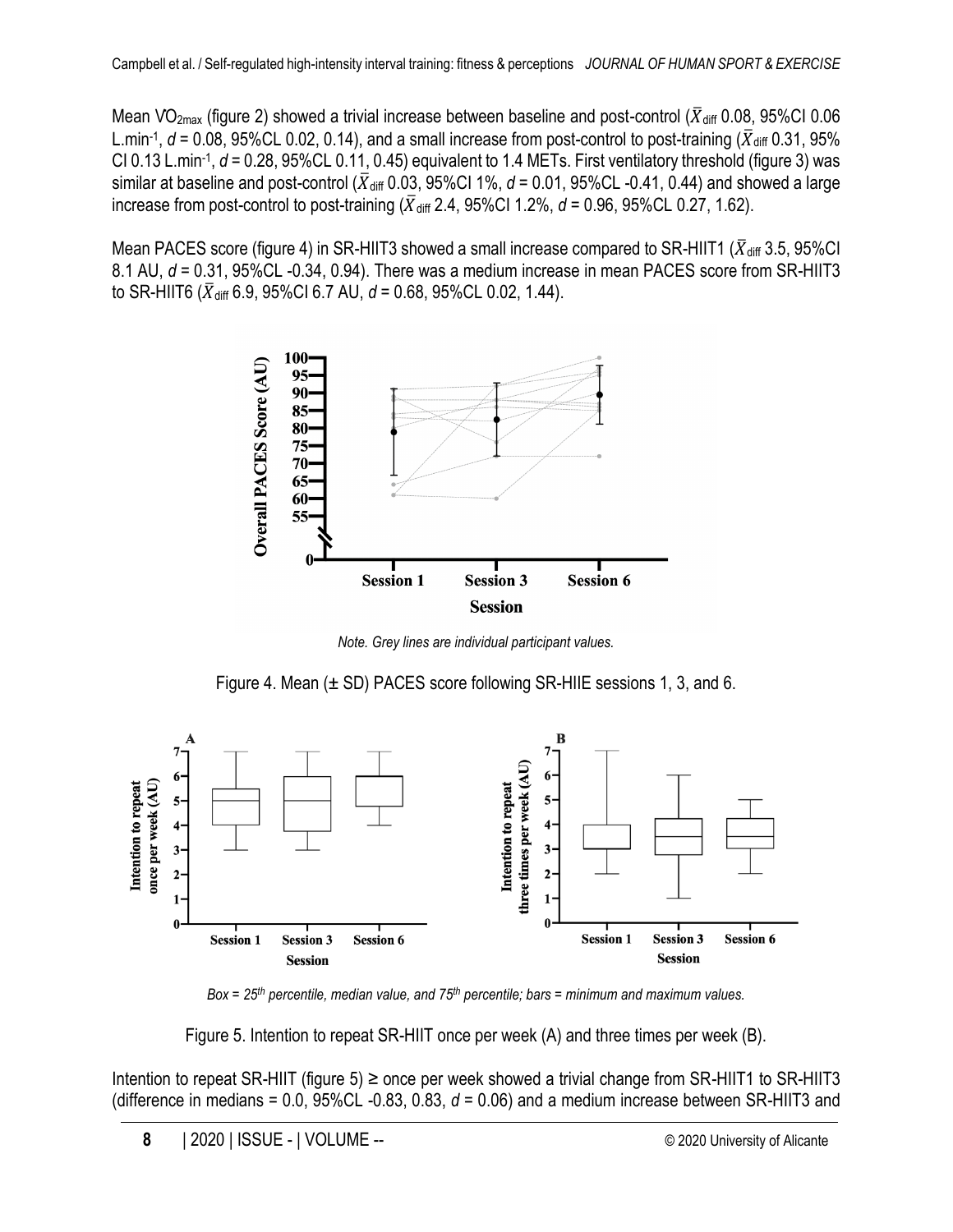Mean $\dot{V}O_{2max}$ (figure 2) showed a trivial increase between baseline and post-control ($\bar{X}_{diff}$ 0.08, 95%CI 0.06 L.min$^{-1}$, $d$ = 0.08, 95%CL 0.02, 0.14), and a small increase from post-control to post-training ($\bar{X}_{diff}$ 0.31, 95% CI 0.13 L.min$^{-1}$, $d$ = 0.28, 95%CL 0.11, 0.45) equivalent to 1.4 METs. First ventilatory threshold (figure 3) was similar at baseline and post-control ($\bar{X}_{diff}$ 0.03, 95%CI 1%, $d$ = 0.01, 95%CL -0.41, 0.44) and showed a large increase from post-control to post-training ($\bar{X}_{diff}$ 2.4, 95%CI 1.2%, $d$ = 0.96, 95%CL 0.27, 1.62).

Mean PACES score (figure 4) in SR-HIIT3 showed a small increase compared to SR-HIIT1 ($\bar{X}_{diff}$ 3.5, 95%CI 8.1 AU, $d$ = 0.31, 95%CL -0.34, 0.94). There was a medium increase in mean PACES score from SR-HIIT3 to SR-HIIT6 ($\bar{X}_{diff}$ 6.9, 95%CI 6.7 AU, $d$ = 0.68, 95%CL 0.02, 1.44).

*Note. Grey lines are individual participant values.*

Figure 4. Mean (± SD) PACES score following SR-HIIE sessions 1, 3, and 6.

*Box = 25th percentile, median value, and 75th percentile; bars = minimum and maximum values.*

Figure 5. Intention to repeat SR-HIIT once per week (A) and three times per week (B).

Intention to repeat SR-HIIT (figure 5) ≥ once per week showed a trivial change from SR-HIIT1 to SR-HIIT3 (difference in medians = 0.0, 95%CL -0.83, 0.83, $d$ = 0.06) and a medium increase between SR-HIIT3 and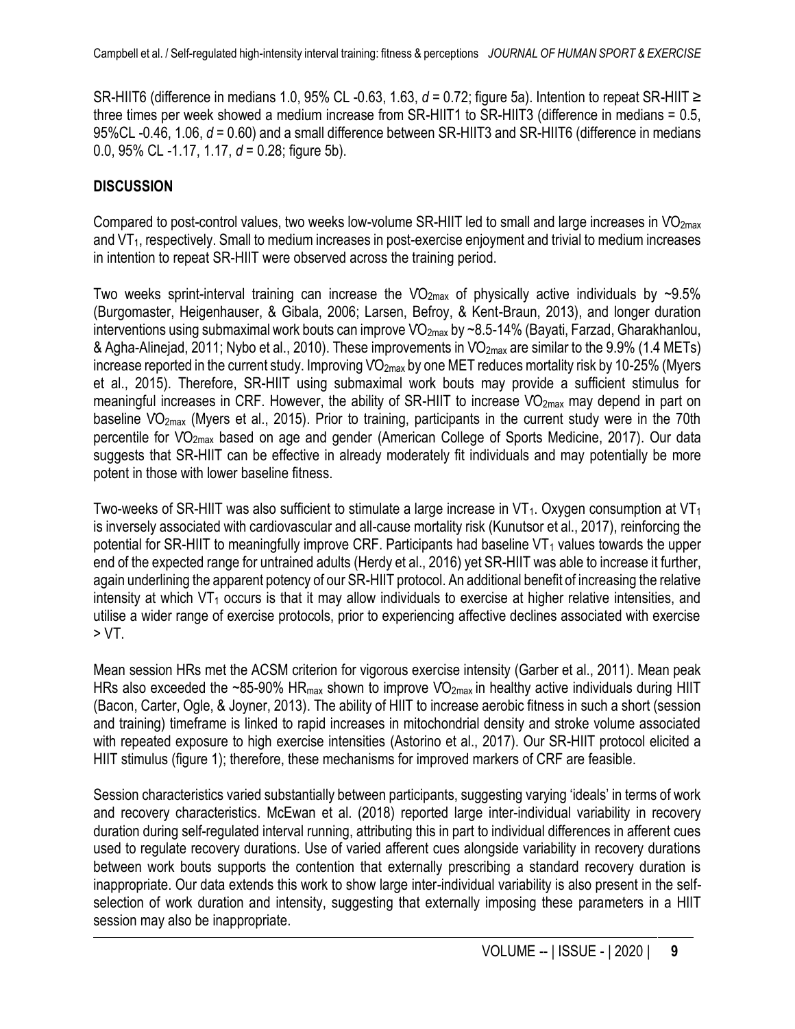SR-HIIT6 (difference in medians 1.0, 95% CL -0.63, 1.63, $d$ = 0.72; figure 5a). Intention to repeat SR-HIIT ≥ three times per week showed a medium increase from SR-HIIT1 to SR-HIIT3 (difference in medians = 0.5, 95%CL -0.46, 1.06, $d$ = 0.60) and a small difference between SR-HIIT3 and SR-HIIT6 (difference in medians 0.0, 95% CL -1.17, 1.17, $d$ = 0.28; figure 5b).

## DISCUSSION

Compared to post-control values, two weeks low-volume SR-HIIT led to small and large increases in $VO_{2max}$ and $VT_1$, respectively. Small to medium increases in post-exercise enjoyment and trivial to medium increases in intention to repeat SR-HIIT were observed across the training period.

Two weeks sprint-interval training can increase the $VO_{2max}$ of physically active individuals by ~9.5% (Burgomaster, Heigenhauser, & Gibala, 2006; Larsen, Befroy, & Kent-Braun, 2013), and longer duration interventions using submaximal work bouts can improve $VO_{2max}$ by ~8.5-14% (Bayati, Farzad, Gharakhanlou, & Agha-Alinejad, 2011; Nybo et al., 2010). These improvements in $VO_{2max}$ are similar to the 9.9% (1.4 METs) increase reported in the current study. Improving $VO_{2max}$ by one MET reduces mortality risk by 10-25% (Myers et al., 2015). Therefore, SR-HIIT using submaximal work bouts may provide a sufficient stimulus for meaningful increases in CRF. However, the ability of SR-HIIT to increase $VO_{2max}$ may depend in part on baseline $VO_{2max}$ (Myers et al., 2015). Prior to training, participants in the current study were in the 70th percentile for $VO_{2max}$ based on age and gender (American College of Sports Medicine, 2017). Our data suggests that SR-HIIT can be effective in already moderately fit individuals and may potentially be more potent in those with lower baseline fitness.

Two-weeks of SR-HIIT was also sufficient to stimulate a large increase in $VT_1$. Oxygen consumption at $VT_1$ is inversely associated with cardiovascular and all-cause mortality risk (Kunutsor et al., 2017), reinforcing the potential for SR-HIIT to meaningfully improve CRF. Participants had baseline $VT_1$ values towards the upper end of the expected range for untrained adults (Herdy et al., 2016) yet SR-HIIT was able to increase it further, again underlining the apparent potency of our SR-HIIT protocol. An additional benefit of increasing the relative intensity at which $VT_1$ occurs is that it may allow individuals to exercise at higher relative intensities, and utilise a wider range of exercise protocols, prior to experiencing affective declines associated with exercise > VT.

Mean session HRs met the ACSM criterion for vigorous exercise intensity (Garber et al., 2011). Mean peak HRs also exceeded the ~85-90% $HR_{max}$ shown to improve $VO_{2max}$ in healthy active individuals during HIIT (Bacon, Carter, Ogle, & Joyner, 2013). The ability of HIIT to increase aerobic fitness in such a short (session and training) timeframe is linked to rapid increases in mitochondrial density and stroke volume associated with repeated exposure to high exercise intensities (Astorino et al., 2017). Our SR-HIIT protocol elicited a HIIT stimulus (figure 1); therefore, these mechanisms for improved markers of CRF are feasible.

Session characteristics varied substantially between participants, suggesting varying 'ideals' in terms of work and recovery characteristics. McEwan et al. (2018) reported large inter-individual variability in recovery duration during self-regulated interval running, attributing this in part to individual differences in afferent cues used to regulate recovery durations. Use of varied afferent cues alongside variability in recovery durations between work bouts supports the contention that externally prescribing a standard recovery duration is inappropriate. Our data extends this work to show large inter-individual variability is also present in the self-selection of work duration and intensity, suggesting that externally imposing these parameters in a HIIT session may also be inappropriate.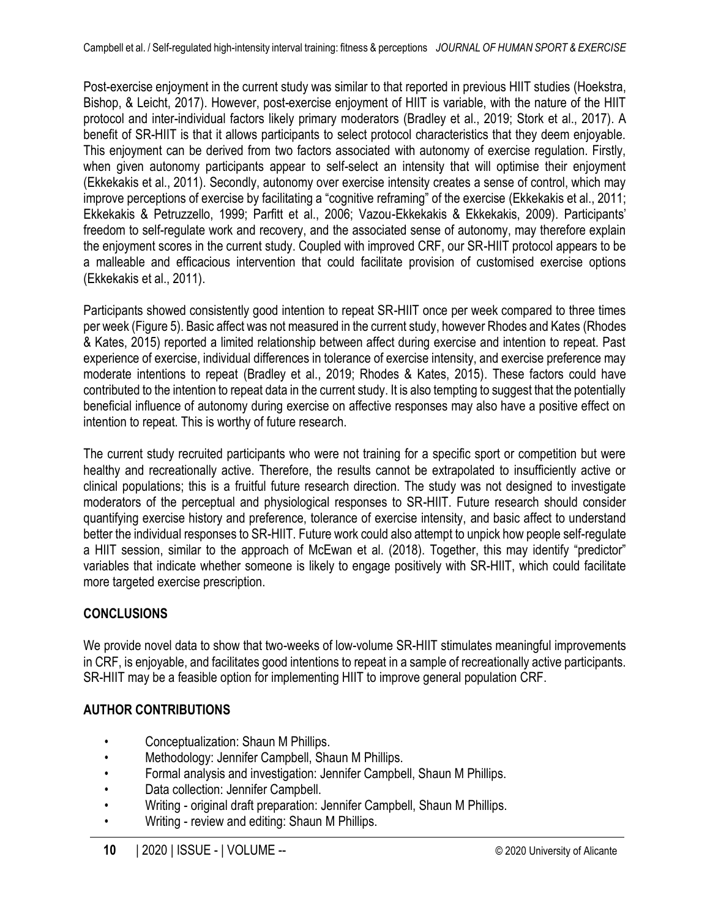Post-exercise enjoyment in the current study was similar to that reported in previous HIIT studies (Hoekstra, Bishop, & Leicht, 2017). However, post-exercise enjoyment of HIIT is variable, with the nature of the HIIT protocol and inter-individual factors likely primary moderators (Bradley et al., 2019; Stork et al., 2017). A benefit of SR-HIIT is that it allows participants to select protocol characteristics that they deem enjoyable. This enjoyment can be derived from two factors associated with autonomy of exercise regulation. Firstly, when given autonomy participants appear to self-select an intensity that will optimise their enjoyment (Ekkekakis et al., 2011). Secondly, autonomy over exercise intensity creates a sense of control, which may improve perceptions of exercise by facilitating a "cognitive reframing" of the exercise (Ekkekakis et al., 2011; Ekkekakis & Petruzzello, 1999; Parfitt et al., 2006; Vazou-Ekkekakis & Ekkekakis, 2009). Participants' freedom to self-regulate work and recovery, and the associated sense of autonomy, may therefore explain the enjoyment scores in the current study. Coupled with improved CRF, our SR-HIIT protocol appears to be a malleable and efficacious intervention that could facilitate provision of customised exercise options (Ekkekakis et al., 2011).

Participants showed consistently good intention to repeat SR-HIIT once per week compared to three times per week (Figure 5). Basic affect was not measured in the current study, however Rhodes and Kates (Rhodes & Kates, 2015) reported a limited relationship between affect during exercise and intention to repeat. Past experience of exercise, individual differences in tolerance of exercise intensity, and exercise preference may moderate intentions to repeat (Bradley et al., 2019; Rhodes & Kates, 2015). These factors could have contributed to the intention to repeat data in the current study. It is also tempting to suggest that the potentially beneficial influence of autonomy during exercise on affective responses may also have a positive effect on intention to repeat. This is worthy of future research.

The current study recruited participants who were not training for a specific sport or competition but were healthy and recreationally active. Therefore, the results cannot be extrapolated to insufficiently active or clinical populations; this is a fruitful future research direction. The study was not designed to investigate moderators of the perceptual and physiological responses to SR-HIIT. Future research should consider quantifying exercise history and preference, tolerance of exercise intensity, and basic affect to understand better the individual responses to SR-HIIT. Future work could also attempt to unpick how people self-regulate a HIIT session, similar to the approach of McEwan et al. (2018). Together, this may identify "predictor" variables that indicate whether someone is likely to engage positively with SR-HIIT, which could facilitate more targeted exercise prescription.

## CONCLUSIONS

We provide novel data to show that two-weeks of low-volume SR-HIIT stimulates meaningful improvements in CRF, is enjoyable, and facilitates good intentions to repeat in a sample of recreationally active participants. SR-HIIT may be a feasible option for implementing HIIT to improve general population CRF.

## AUTHOR CONTRIBUTIONS

- Conceptualization: Shaun M Phillips.
- Methodology: Jennifer Campbell, Shaun M Phillips.
- Formal analysis and investigation: Jennifer Campbell, Shaun M Phillips.
- Data collection: Jennifer Campbell.
- Writing - original draft preparation: Jennifer Campbell, Shaun M Phillips.
- Writing - review and editing: Shaun M Phillips.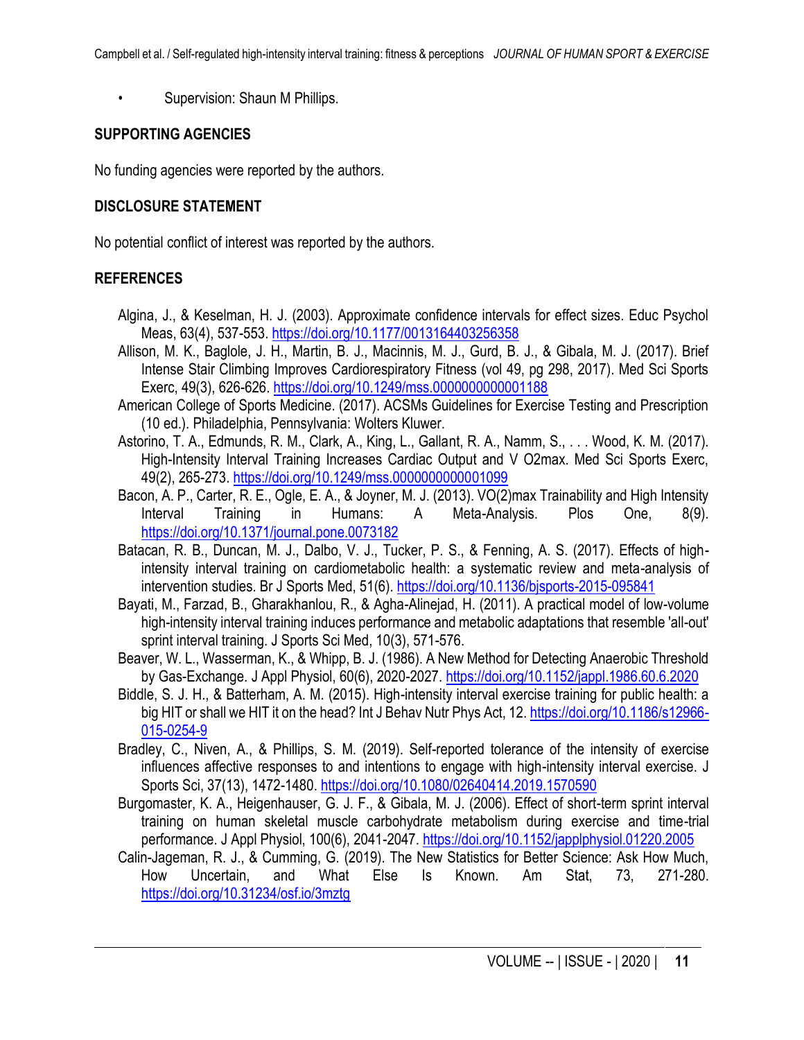- Supervision: Shaun M Phillips.

## SUPPORTING AGENCIES

No funding agencies were reported by the authors.

## DISCLOSURE STATEMENT

No potential conflict of interest was reported by the authors.

## REFERENCES

Algina, J., & Keselman, H. J. (2003). Approximate confidence intervals for effect sizes. Educ Psychol Meas, 63(4), 537-553. https://doi.org/10.1177/0013164403256358

Allison, M. K., Baglole, J. H., Martin, B. J., Macinnis, M. J., Gurd, B. J., & Gibala, M. J. (2017). Brief Intense Stair Climbing Improves Cardiorespiratory Fitness (vol 49, pg 298, 2017). Med Sci Sports Exerc, 49(3), 626-626. https://doi.org/10.1249/mss.0000000000001188

American College of Sports Medicine. (2017). ACSMs Guidelines for Exercise Testing and Prescription (10 ed.). Philadelphia, Pennsylvania: Wolters Kluwer.

Astorino, T. A., Edmunds, R. M., Clark, A., King, L., Gallant, R. A., Namm, S., . . . Wood, K. M. (2017). High-Intensity Interval Training Increases Cardiac Output and V O2max. Med Sci Sports Exerc, 49(2), 265-273. https://doi.org/10.1249/mss.0000000000001099

Bacon, A. P., Carter, R. E., Ogle, E. A., & Joyner, M. J. (2013). VO(2)max Trainability and High Intensity Interval Training in Humans: A Meta-Analysis. Plos One, 8(9). https://doi.org/10.1371/journal.pone.0073182

Batacan, R. B., Duncan, M. J., Dalbo, V. J., Tucker, P. S., & Fenning, A. S. (2017). Effects of high-intensity interval training on cardiometabolic health: a systematic review and meta-analysis of intervention studies. Br J Sports Med, 51(6). https://doi.org/10.1136/bjsports-2015-095841

Bayati, M., Farzad, B., Gharakhanlou, R., & Agha-Alinejad, H. (2011). A practical model of low-volume high-intensity interval training induces performance and metabolic adaptations that resemble 'all-out' sprint interval training. J Sports Sci Med, 10(3), 571-576.

Beaver, W. L., Wasserman, K., & Whipp, B. J. (1986). A New Method for Detecting Anaerobic Threshold by Gas-Exchange. J Appl Physiol, 60(6), 2020-2027. https://doi.org/10.1152/jappl.1986.60.6.2020

Biddle, S. J. H., & Batterham, A. M. (2015). High-intensity interval exercise training for public health: a big HIT or shall we HIT it on the head? Int J Behav Nutr Phys Act, 12. https://doi.org/10.1186/s12966-015-0254-9

Bradley, C., Niven, A., & Phillips, S. M. (2019). Self-reported tolerance of the intensity of exercise influences affective responses to and intentions to engage with high-intensity interval exercise. J Sports Sci, 37(13), 1472-1480. https://doi.org/10.1080/02640414.2019.1570590

Burgomaster, K. A., Heigenhauser, G. J. F., & Gibala, M. J. (2006). Effect of short-term sprint interval training on human skeletal muscle carbohydrate metabolism during exercise and time-trial performance. J Appl Physiol, 100(6), 2041-2047. https://doi.org/10.1152/japplphysiol.01220.2005

Calin-Jageman, R. J., & Cumming, G. (2019). The New Statistics for Better Science: Ask How Much, How Uncertain, and What Else Is Known. Am Stat, 73, 271-280. https://doi.org/10.31234/osf.io/3mztg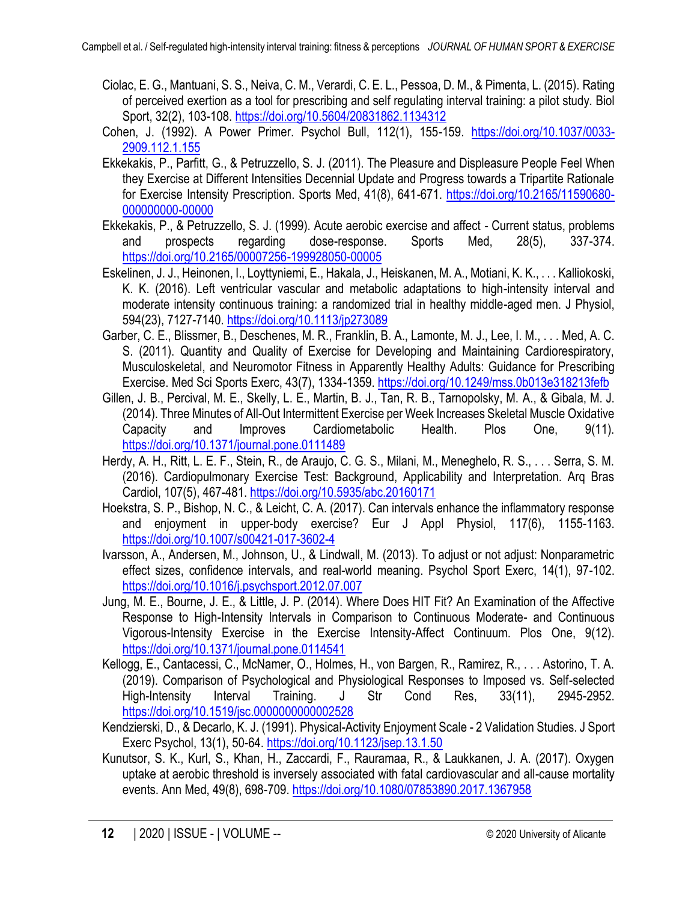Ciolac, E. G., Mantuani, S. S., Neiva, C. M., Verardi, C. E. L., Pessoa, D. M., & Pimenta, L. (2015). Rating of perceived exertion as a tool for prescribing and self regulating interval training: a pilot study. Biol Sport, 32(2), 103-108. https://doi.org/10.5604/20831862.1134312

Cohen, J. (1992). A Power Primer. Psychol Bull, 112(1), 155-159. https://doi.org/10.1037/0033-2909.112.1.155

Ekkekakis, P., Parfitt, G., & Petruzzello, S. J. (2011). The Pleasure and Displeasure People Feel When they Exercise at Different Intensities Decennial Update and Progress towards a Tripartite Rationale for Exercise Intensity Prescription. Sports Med, 41(8), 641-671. https://doi.org/10.2165/11590680-000000000-00000

Ekkekakis, P., & Petruzzello, S. J. (1999). Acute aerobic exercise and affect - Current status, problems and prospects regarding dose-response. Sports Med, 28(5), 337-374. https://doi.org/10.2165/00007256-199928050-00005

Eskelinen, J. J., Heinonen, I., Loyttyniemi, E., Hakala, J., Heiskanen, M. A., Motiani, K. K., . . . Kalliokoski, K. K. (2016). Left ventricular vascular and metabolic adaptations to high-intensity interval and moderate intensity continuous training: a randomized trial in healthy middle-aged men. J Physiol, 594(23), 7127-7140. https://doi.org/10.1113/jp273089

Garber, C. E., Blissmer, B., Deschenes, M. R., Franklin, B. A., Lamonte, M. J., Lee, I. M., . . . Med, A. C. S. (2011). Quantity and Quality of Exercise for Developing and Maintaining Cardiorespiratory, Musculoskeletal, and Neuromotor Fitness in Apparently Healthy Adults: Guidance for Prescribing Exercise. Med Sci Sports Exerc, 43(7), 1334-1359. https://doi.org/10.1249/mss.0b013e318213fefb

Gillen, J. B., Percival, M. E., Skelly, L. E., Martin, B. J., Tan, R. B., Tarnopolsky, M. A., & Gibala, M. J. (2014). Three Minutes of All-Out Intermittent Exercise per Week Increases Skeletal Muscle Oxidative Capacity and Improves Cardiometabolic Health. Plos One, 9(11). https://doi.org/10.1371/journal.pone.0111489

Herdy, A. H., Ritt, L. E. F., Stein, R., de Araujo, C. G. S., Milani, M., Meneghelo, R. S., . . . Serra, S. M. (2016). Cardiopulmonary Exercise Test: Background, Applicability and Interpretation. Arq Bras Cardiol, 107(5), 467-481. https://doi.org/10.5935/abc.20160171

Hoekstra, S. P., Bishop, N. C., & Leicht, C. A. (2017). Can intervals enhance the inflammatory response and enjoyment in upper-body exercise? Eur J Appl Physiol, 117(6), 1155-1163. https://doi.org/10.1007/s00421-017-3602-4

Ivarsson, A., Andersen, M., Johnson, U., & Lindwall, M. (2013). To adjust or not adjust: Nonparametric effect sizes, confidence intervals, and real-world meaning. Psychol Sport Exerc, 14(1), 97-102. https://doi.org/10.1016/j.psychsport.2012.07.007

Jung, M. E., Bourne, J. E., & Little, J. P. (2014). Where Does HIT Fit? An Examination of the Affective Response to High-Intensity Intervals in Comparison to Continuous Moderate- and Continuous Vigorous-Intensity Exercise in the Exercise Intensity-Affect Continuum. Plos One, 9(12). https://doi.org/10.1371/journal.pone.0114541

Kellogg, E., Cantacessi, C., McNamer, O., Holmes, H., von Bargen, R., Ramirez, R., . . . Astorino, T. A. (2019). Comparison of Psychological and Physiological Responses to Imposed vs. Self-selected High-Intensity Interval Training. J Str Cond Res, 33(11), 2945-2952. https://doi.org/10.1519/jsc.0000000000002528

Kendzierski, D., & Decarlo, K. J. (1991). Physical-Activity Enjoyment Scale - 2 Validation Studies. J Sport Exerc Psychol, 13(1), 50-64. https://doi.org/10.1123/jsep.13.1.50

Kunutsor, S. K., Kurl, S., Khan, H., Zaccardi, F., Rauramaa, R., & Laukkanen, J. A. (2017). Oxygen uptake at aerobic threshold is inversely associated with fatal cardiovascular and all-cause mortality events. Ann Med, 49(8), 698-709. https://doi.org/10.1080/07853890.2017.1367958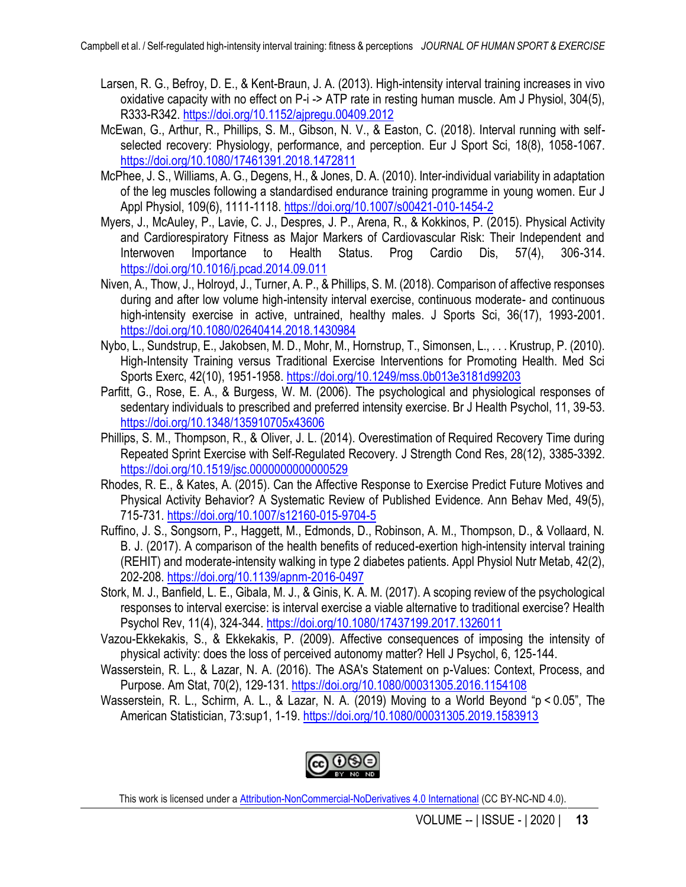Larsen, R. G., Befroy, D. E., & Kent-Braun, J. A. (2013). High-intensity interval training increases in vivo oxidative capacity with no effect on P-i -> ATP rate in resting human muscle. Am J Physiol, 304(5), R333-R342. https://doi.org/10.1152/ajpregu.00409.2012

McEwan, G., Arthur, R., Phillips, S. M., Gibson, N. V., & Easton, C. (2018). Interval running with self-selected recovery: Physiology, performance, and perception. Eur J Sport Sci, 18(8), 1058-1067. https://doi.org/10.1080/17461391.2018.1472811

McPhee, J. S., Williams, A. G., Degens, H., & Jones, D. A. (2010). Inter-individual variability in adaptation of the leg muscles following a standardised endurance training programme in young women. Eur J Appl Physiol, 109(6), 1111-1118. https://doi.org/10.1007/s00421-010-1454-2

Myers, J., McAuley, P., Lavie, C. J., Despres, J. P., Arena, R., & Kokkinos, P. (2015). Physical Activity and Cardiorespiratory Fitness as Major Markers of Cardiovascular Risk: Their Independent and Interwoven Importance to Health Status. Prog Cardio Dis, 57(4), 306-314. https://doi.org/10.1016/j.pcad.2014.09.011

Niven, A., Thow, J., Holroyd, J., Turner, A. P., & Phillips, S. M. (2018). Comparison of affective responses during and after low volume high-intensity interval exercise, continuous moderate- and continuous high-intensity exercise in active, untrained, healthy males. J Sports Sci, 36(17), 1993-2001. https://doi.org/10.1080/02640414.2018.1430984

Nybo, L., Sundstrup, E., Jakobsen, M. D., Mohr, M., Hornstrup, T., Simonsen, L., . . . Krustrup, P. (2010). High-Intensity Training versus Traditional Exercise Interventions for Promoting Health. Med Sci Sports Exerc, 42(10), 1951-1958. https://doi.org/10.1249/mss.0b013e3181d99203

Parfitt, G., Rose, E. A., & Burgess, W. M. (2006). The psychological and physiological responses of sedentary individuals to prescribed and preferred intensity exercise. Br J Health Psychol, 11, 39-53. https://doi.org/10.1348/135910705x43606

Phillips, S. M., Thompson, R., & Oliver, J. L. (2014). Overestimation of Required Recovery Time during Repeated Sprint Exercise with Self-Regulated Recovery. J Strength Cond Res, 28(12), 3385-3392. https://doi.org/10.1519/jsc.0000000000000529

Rhodes, R. E., & Kates, A. (2015). Can the Affective Response to Exercise Predict Future Motives and Physical Activity Behavior? A Systematic Review of Published Evidence. Ann Behav Med, 49(5), 715-731. https://doi.org/10.1007/s12160-015-9704-5

Ruffino, J. S., Songsorn, P., Haggett, M., Edmonds, D., Robinson, A. M., Thompson, D., & Vollaard, N. B. J. (2017). A comparison of the health benefits of reduced-exertion high-intensity interval training (REHIT) and moderate-intensity walking in type 2 diabetes patients. Appl Physiol Nutr Metab, 42(2), 202-208. https://doi.org/10.1139/apnm-2016-0497

Stork, M. J., Banfield, L. E., Gibala, M. J., & Ginis, K. A. M. (2017). A scoping review of the psychological responses to interval exercise: is interval exercise a viable alternative to traditional exercise? Health Psychol Rev, 11(4), 324-344. https://doi.org/10.1080/17437199.2017.1326011

Vazou-Ekkekakis, S., & Ekkekakis, P. (2009). Affective consequences of imposing the intensity of physical activity: does the loss of perceived autonomy matter? Hell J Psychol, 6, 125-144.

Wasserstein, R. L., & Lazar, N. A. (2016). The ASA's Statement on p-Values: Context, Process, and Purpose. Am Stat, 70(2), 129-131. https://doi.org/10.1080/00031305.2016.1154108

Wasserstein, R. L., Schirm, A. L., & Lazar, N. A. (2019) Moving to a World Beyond "p < 0.05", The American Statistician, 73:sup1, 1-19. https://doi.org/10.1080/00031305.2019.1583913

This work is licensed under a Attribution-NonCommercial-NoDerivatives 4.0 International (CC BY-NC-ND 4.0).